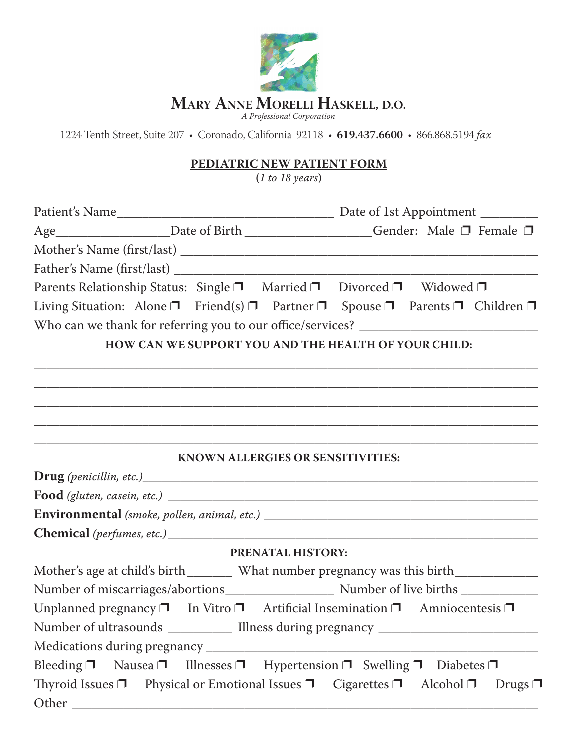# MARY ANNE MORELLI HASKELL, D.O.

*A Professional Corporation*

1224 Tenth Street, Suite 207 • Coronado, California 92118 • **619.437.6600** • 866.868.5194 *fax*

## PEDIATRIC NEW PATIENT FORM

**(***1 to 18 years***)**

Patient's Name\_\_\_\_\_\_\_\_\_\_\_\_\_\_\_\_\_\_\_\_\_\_\_\_\_\_\_\_\_\_\_\_ Date of 1st Appointment \_\_\_\_\_\_\_\_

Age\_\_\_\_\_\_\_\_\_\_\_\_\_\_\_\_Date of Birth \_\_\_\_\_\_\_\_\_\_\_\_\_\_\_\_\_\_\_Gender: Male ❒ Female ❒

Mother's Name (first/last) \_\_\_\_\_\_\_\_\_\_\_\_\_\_\_\_\_\_\_\_\_\_\_\_\_\_\_\_\_\_\_\_\_\_\_\_\_\_\_\_\_\_\_\_\_\_\_\_

Father's Name (first/last) \_\_\_\_\_\_\_\_\_\_\_\_\_\_\_\_\_\_\_\_\_\_\_\_\_\_\_\_\_\_\_\_\_\_\_\_\_\_\_\_\_\_\_\_\_\_\_\_\_

Parents Relationship Status: Single ❒ Married ❒ Divorced ❒ Widowed ❒

Living Situation: Alone ❒ Friend(s) ❒ Partner ❒ Spouse ❒ Parents ❒ Children ❒

Who can we thank for referring you to our office/services? \_\_\_\_\_\_\_\_\_\_\_\_\_\_\_\_\_\_\_\_\_\_\_\_\_

### HOW CAN WE SUPPORT YOU AND THE HEALTH OF YOUR CHILD:

\_\_\_\_\_\_\_\_\_\_\_\_\_\_\_\_\_\_\_\_\_\_\_\_\_\_\_\_\_\_\_\_\_\_\_\_\_\_\_\_\_\_\_\_\_\_\_\_\_\_\_\_\_\_\_\_\_\_\_\_\_\_\_\_\_\_\_\_\_\_\_\_

\_\_\_\_\_\_\_\_\_\_\_\_\_\_\_\_\_\_\_\_\_\_\_\_\_\_\_\_\_\_\_\_\_\_\_\_\_\_\_\_\_\_\_\_\_\_\_\_\_\_\_\_\_\_\_\_\_\_\_\_\_\_\_\_\_\_\_\_\_\_\_\_

\_\_\_\_\_\_\_\_\_\_\_\_\_\_\_\_\_\_\_\_\_\_\_\_\_\_\_\_\_\_\_\_\_\_\_\_\_\_\_\_\_\_\_\_\_\_\_\_\_\_\_\_\_\_\_\_\_\_\_\_\_\_\_\_\_\_\_\_\_\_\_\_

\_\_\_\_\_\_\_\_\_\_\_\_\_\_\_\_\_\_\_\_\_\_\_\_\_\_\_\_\_\_\_\_\_\_\_\_\_\_\_\_\_\_\_\_\_\_\_\_\_\_\_\_\_\_\_\_\_\_\_\_\_\_\_\_\_\_\_\_\_\_\_\_

\_\_\_\_\_\_\_\_\_\_\_\_\_\_\_\_\_\_\_\_\_\_\_\_\_\_\_\_\_\_\_\_\_\_\_\_\_\_\_\_\_\_\_\_\_\_\_\_\_\_\_\_\_\_\_\_\_\_\_\_\_\_\_\_\_\_\_\_\_\_\_\_

### KNOWN ALLERGIES OR SENSITIVITIES:

**Drug** *(penicillin, etc.)*\_\_\_\_\_\_\_\_\_\_\_\_\_\_\_\_\_\_\_\_\_\_\_\_\_\_\_\_\_\_\_\_\_\_\_\_\_\_\_\_\_\_\_\_\_\_\_\_\_\_\_\_\_\_

**Food** *(gluten, casein, etc.)* \_\_\_\_\_\_\_\_\_\_\_\_\_\_\_\_\_\_\_\_\_\_\_\_\_\_\_\_\_\_\_\_\_\_\_\_\_\_\_\_\_\_\_\_\_\_\_\_\_\_\_

**Environmental** *(smoke, pollen, animal, etc.)* \_\_\_\_\_\_\_\_\_\_\_\_\_\_\_\_\_\_\_\_\_\_\_\_\_\_\_\_\_\_\_\_\_\_\_\_\_\_\_\_

**Chemical** *(perfumes, etc.)*\_\_\_\_\_\_\_\_\_\_\_\_\_\_\_\_\_\_\_\_\_\_\_\_\_\_\_\_\_\_\_\_\_\_\_\_\_\_\_\_\_\_\_\_\_\_\_\_\_\_\_\_

### PRENATAL HISTORY:

Mother's age at child's birth\_\_\_\_\_\_ What number pregnancy was this birth\_\_\_\_\_\_\_\_\_\_\_

Number of miscarriages/abortions\_\_\_\_\_\_\_\_\_\_\_\_\_\_\_ Number of live births \_\_\_\_\_\_\_\_\_\_\_

Unplanned pregnancy ❒ In Vitro ❒ Artificial Insemination ❒ Amniocentesis ❒

Number of ultrasounds \_\_\_\_\_\_\_\_\_ Illness during pregnancy \_\_\_\_\_\_\_\_\_\_\_\_\_\_\_\_\_\_\_\_\_\_\_

Medications during pregnancy \_\_\_\_\_\_\_\_\_\_\_\_\_\_\_\_\_\_\_\_\_\_\_\_\_\_\_\_\_\_\_\_\_\_\_\_\_\_\_\_\_\_\_\_\_\_\_\_

Bleeding ❒ Nausea ❒ Illnesses ❒ Hypertension ❒ Swelling ❒ Diabetes ❒

Thyroid Issues ❒ Physical or Emotional Issues ❒ Cigarettes ❒ Alcohol ❒ Drugs ❒

Other \_\_\_\_\_\_\_\_\_\_\_\_\_\_\_\_\_\_\_\_\_\_\_\_\_\_\_\_\_\_\_\_\_\_\_\_\_\_\_\_\_\_\_\_\_\_\_\_\_\_\_\_\_\_\_\_\_\_\_\_\_\_\_\_\_\_\_\_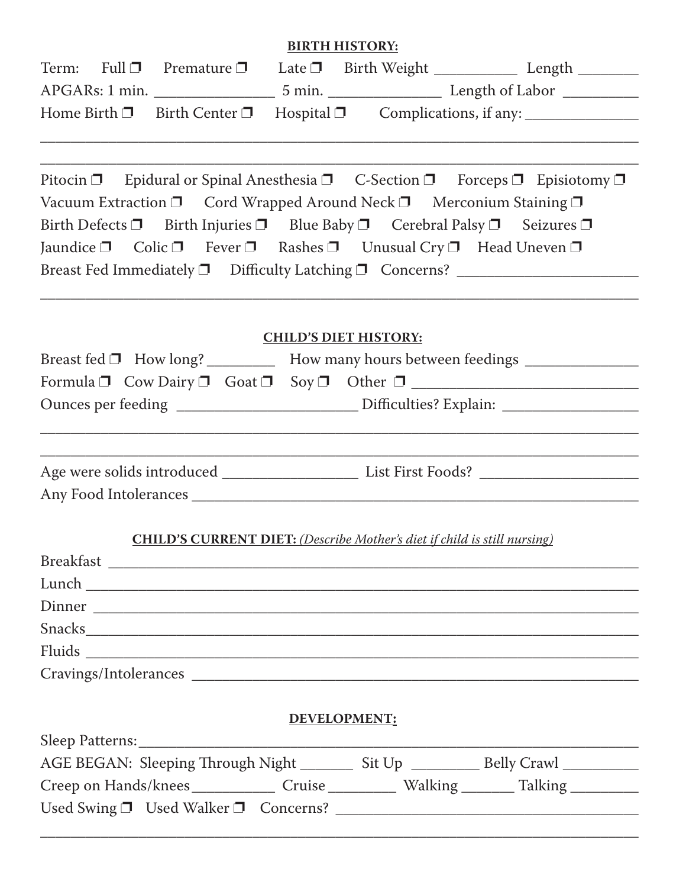## BIRTH HISTORY:

Term: Full ❒ Premature ❒ Late ❒ Birth Weight ___________ Length ________

APGARs: 1 min. ________________ 5 min. _______________ Length of Labor __________

Home Birth ❒ Birth Center ❒ Hospital ❒ Complications, if any: _______________

_____________________________________________________________________________

_____________________________________________________________________________

Pitocin ❒ Epidural or Spinal Anesthesia ❒ C-Section ❒ Forceps ❒ Episiotomy ❒

Vacuum Extraction ❒ Cord Wrapped Around Neck ❒ Merconium Staining ❒

Birth Defects ❒ Birth Injuries ❒ Blue Baby ❒ Cerebral Palsy ❒ Seizures ❒

Jaundice ❒ Colic ❒ Fever ❒ Rashes ❒ Unusual Cry ❒ Head Uneven ❒

Breast Fed Immediately ❒ Difficulty Latching ❒ Concerns? ________________________

_____________________________________________________________________________

## CHILD'S DIET HISTORY:

Breast fed ❒ How long? _________ How many hours between feedings _______________

Formula ❒ Cow Dairy ❒ Goat ❒ Soy ❒ Other ❒ ______________________________

Ounces per feeding ________________________ Difficulties? Explain: __________________

_____________________________________________________________________________

_____________________________________________________________________________

Age were solids introduced __________________ List First Foods? _____________________

Any Food Intolerances _______________________________________________________

## CHILD'S CURRENT DIET: *(Describe Mother's diet if child is still nursing)*

Breakfast ___________________________________________________________________

Lunch ______________________________________________________________________

Dinner _____________________________________________________________________

Snacks_____________________________________________________________________

Fluids ______________________________________________________________________

Cravings/Intolerances ________________________________________________________

## DEVELOPMENT:

Sleep Patterns:______________________________________________________________

AGE BEGAN: Sleeping Through Night _______ Sit Up _________ Belly Crawl __________

Creep on Hands/knees___________ Cruise _________ Walking _______ Talking _________

Used Swing ❒ Used Walker ❒ Concerns? _________________________________________

_____________________________________________________________________________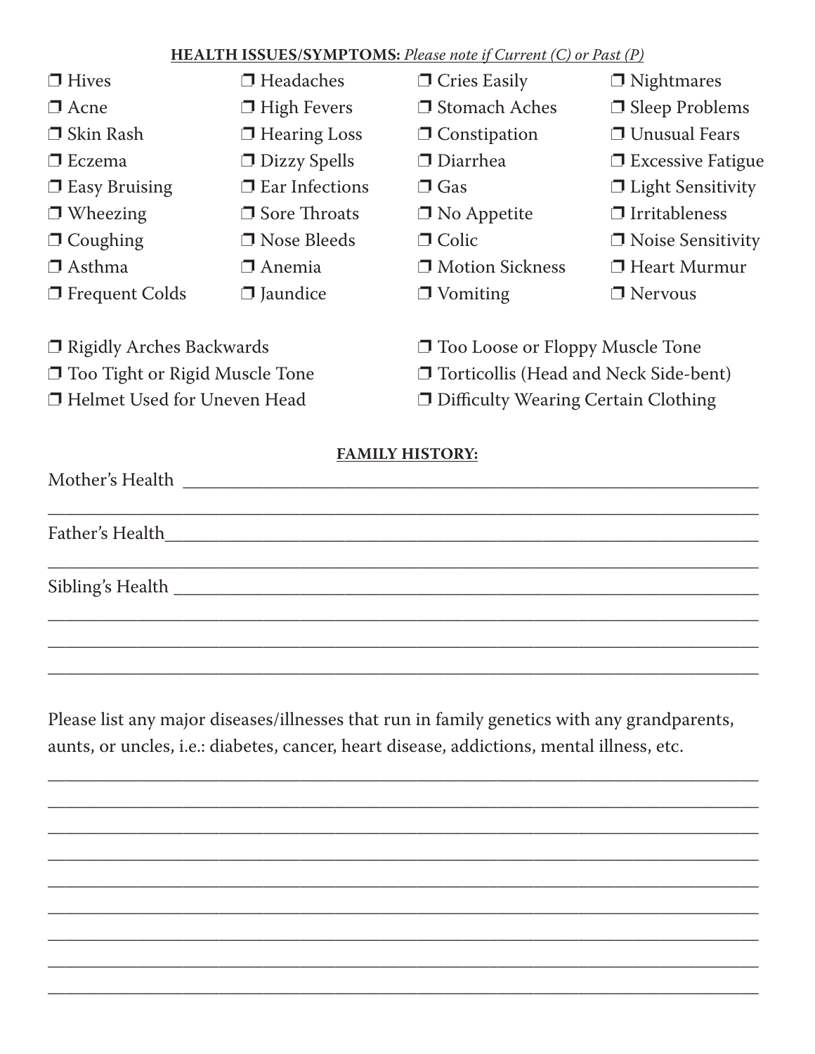**HEALTH ISSUES/SYMPTOMS:** *Please note if Current (C) or Past (P)*

- ❒ Hives
- ❒ Acne
- ❒ Skin Rash
- ❒ Eczema
- ❒ Easy Bruising
- ❒ Wheezing
- ❒ Coughing
- ❒ Asthma
- ❒ Frequent Colds
- ❒ Headaches
- ❒ High Fevers
- ❒ Hearing Loss
- ❒ Dizzy Spells
- ❒ Ear Infections
- ❒ Sore Throats
- ❒ Nose Bleeds
- ❒ Anemia
- ❒ Jaundice
- ❒ Cries Easily
- ❒ Stomach Aches
- ❒ Constipation
- ❒ Diarrhea
- ❒ Gas
- ❒ No Appetite
- ❒ Colic
- ❒ Motion Sickness
- ❒ Vomiting
- ❒ Nightmares
- ❒ Sleep Problems
- ❒ Unusual Fears
- ❒ Excessive Fatigue
- ❒ Light Sensitivity
- ❒ Irritableness
- ❒ Noise Sensitivity
- ❒ Heart Murmur
- ❒ Nervous

- ❒ Rigidly Arches Backwards
- ❒ Too Tight or Rigid Muscle Tone
- ❒ Helmet Used for Uneven Head
- ❒ Too Loose or Floppy Muscle Tone
- ❒ Torticollis (Head and Neck Side-bent)
- ❒ Difficulty Wearing Certain Clothing

**FAMILY HISTORY:**

Mother's Health ______________________________________________

______________________________________________

Father's Health______________________________________________

______________________________________________

Sibling's Health ______________________________________________

______________________________________________

______________________________________________

______________________________________________

Please list any major diseases/illnesses that run in family genetics with any grandparents, aunts, or uncles, i.e.: diabetes, cancer, heart disease, addictions, mental illness, etc.

______________________________________________

______________________________________________

______________________________________________

______________________________________________

______________________________________________

______________________________________________

______________________________________________

______________________________________________

______________________________________________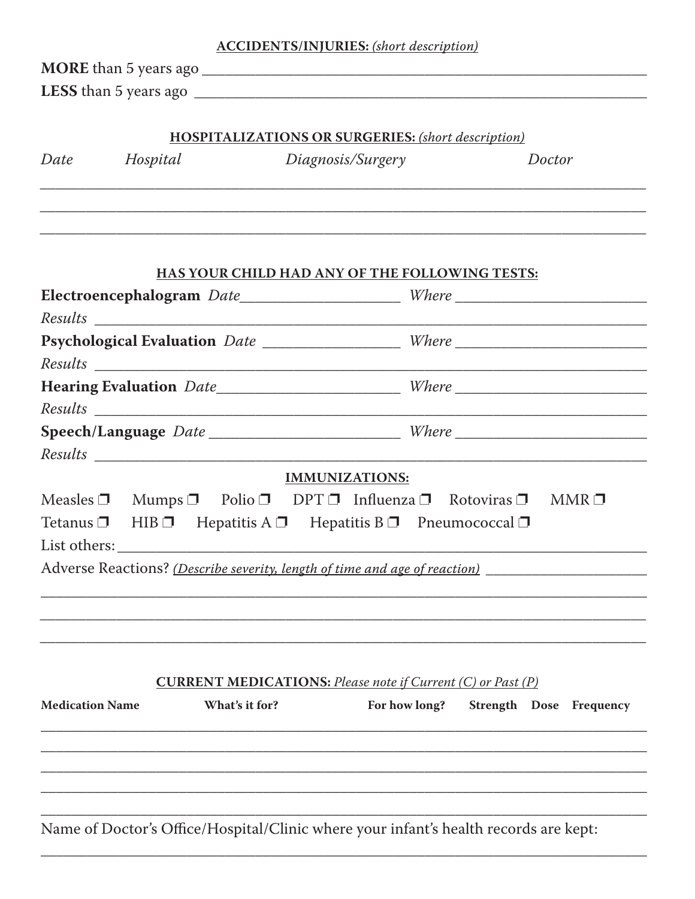**ACCIDENTS/INJURIES:** *(short description)*

**MORE** than 5 years ago ________________________________________________

**LESS** than 5 years ago ________________________________________________

**HOSPITALIZATIONS OR SURGERIES:** *(short description)*

| *Date* | *Hospital* | *Diagnosis/Surgery* | *Doctor* |
|---|---|---|---|
| | | | |
| | | | |
| | | | |

**HAS YOUR CHILD HAD ANY OF THE FOLLOWING TESTS:**

**Electroencephalogram** *Date*____________________ *Where* ____________________

*Results* ________________________________________________

**Psychological Evaluation** *Date* ________________ *Where* ____________________

*Results* ________________________________________________

**Hearing Evaluation** *Date*____________________ *Where* ____________________

*Results* ________________________________________________

**Speech/Language** *Date* ____________________ *Where* ____________________

*Results* ________________________________________________

**IMMUNIZATIONS:**

Measles ❒ Mumps ❒ Polio ❒ DPT ❒ Influenza ❒ Rotoviras ❒ MMR ❒

Tetanus ❒ HIB ❒ Hepatitis A ❒ Hepatitis B ❒ Pneumococcal ❒

List others: ________________________________________________

Adverse Reactions? *(Describe severity, length of time and age of reaction)* ____________________

________________________________________________

________________________________________________

________________________________________________

**CURRENT MEDICATIONS:** *Please note if Current (C) or Past (P)*

| **Medication Name** | **What's it for?** | **For how long?** | **Strength** | **Dose** | **Frequency** |
|---|---|---|---|---|---|
| | | | | | |
| | | | | | |
| | | | | | |
| | | | | | |
| | | | | | |

Name of Doctor's Office/Hospital/Clinic where your infant's health records are kept:

________________________________________________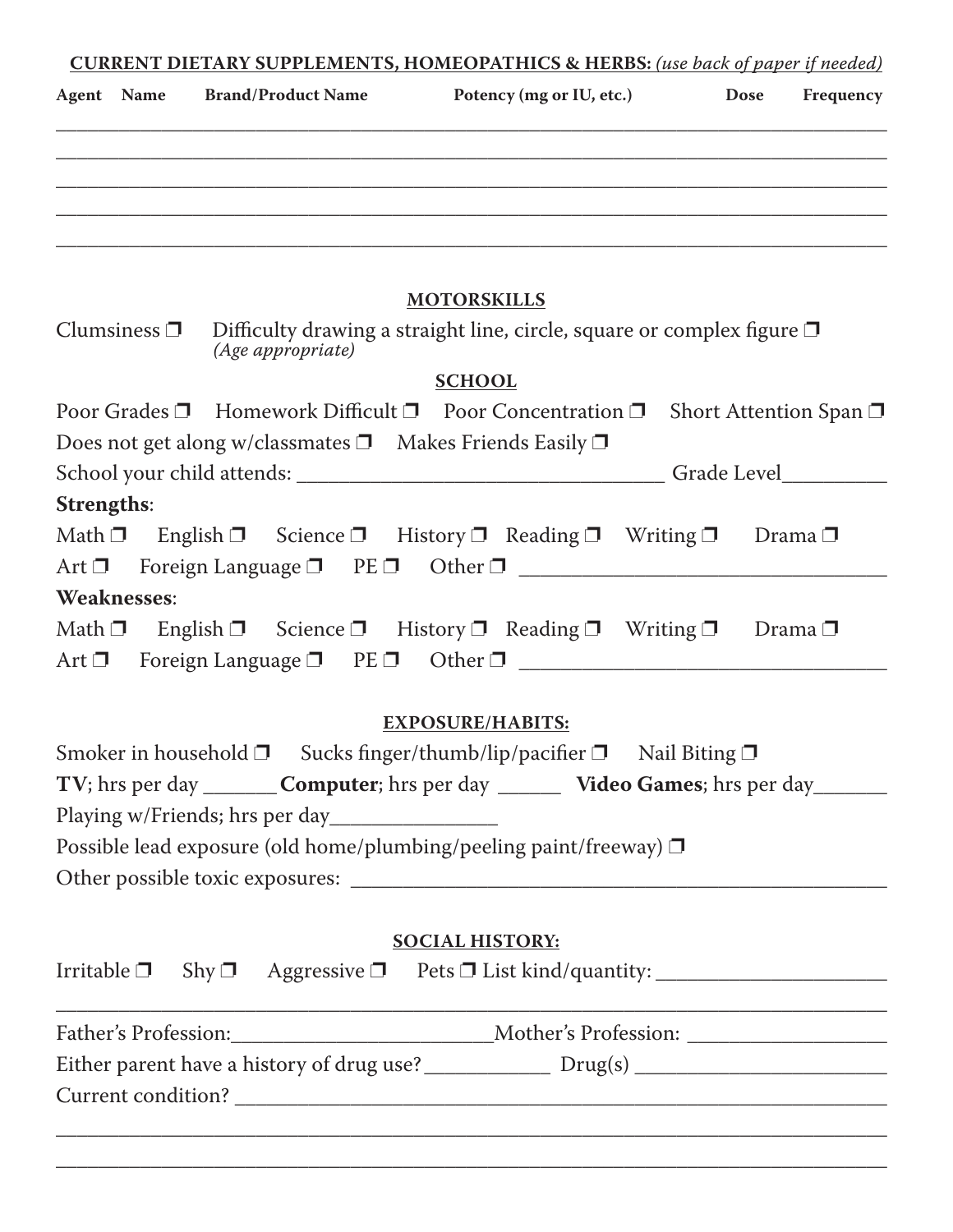**CURRENT DIETARY SUPPLEMENTS, HOMEOPATHICS & HERBS:** *(use back of paper if needed)*

| Agent Name | Brand/Product Name | Potency (mg or IU, etc.) | Dose | Frequency |
| --- | --- | --- | --- | --- |
| | | | | |
| | | | | |
| | | | | |
| | | | | |
| | | | | |

## MOTORSKILLS

Clumsiness ❐  Difficulty drawing a straight line, circle, square or complex figure ❐
*(Age appropriate)*

## SCHOOL

Poor Grades ❐  Homework Difficult ❐  Poor Concentration ❐  Short Attention Span ❐

Does not get along w/classmates ❐  Makes Friends Easily ❐

School your child attends: ______________________________ Grade Level__________

**Strengths**:

Math ❐  English ❐  Science ❐  History ❐  Reading ❐  Writing ❐  Drama ❐

Art ❐  Foreign Language ❐  PE ❐  Other ❐ ______________________________

**Weaknesses**:

Math ❐  English ❐  Science ❐  History ❐  Reading ❐  Writing ❐  Drama ❐

Art ❐  Foreign Language ❐  PE ❐  Other ❐ ______________________________

## EXPOSURE/HABITS:

Smoker in household ❐  Sucks finger/thumb/lip/pacifier ❐  Nail Biting ❐

**TV**; hrs per day _______ **Computer**; hrs per day ______ **Video Games**; hrs per day_______

Playing w/Friends; hrs per day________________

Possible lead exposure (old home/plumbing/peeling paint/freeway) ❐

Other possible toxic exposures: ______________________________

## SOCIAL HISTORY:

Irritable ❐  Shy ❐  Aggressive ❐  Pets ❐ List kind/quantity: ______________________

______________________________________________________________________

Father's Profession:________________________Mother's Profession: __________________

Either parent have a history of drug use?____________ Drug(s) ________________________

Current condition? ______________________________________________________

______________________________________________________________________

______________________________________________________________________